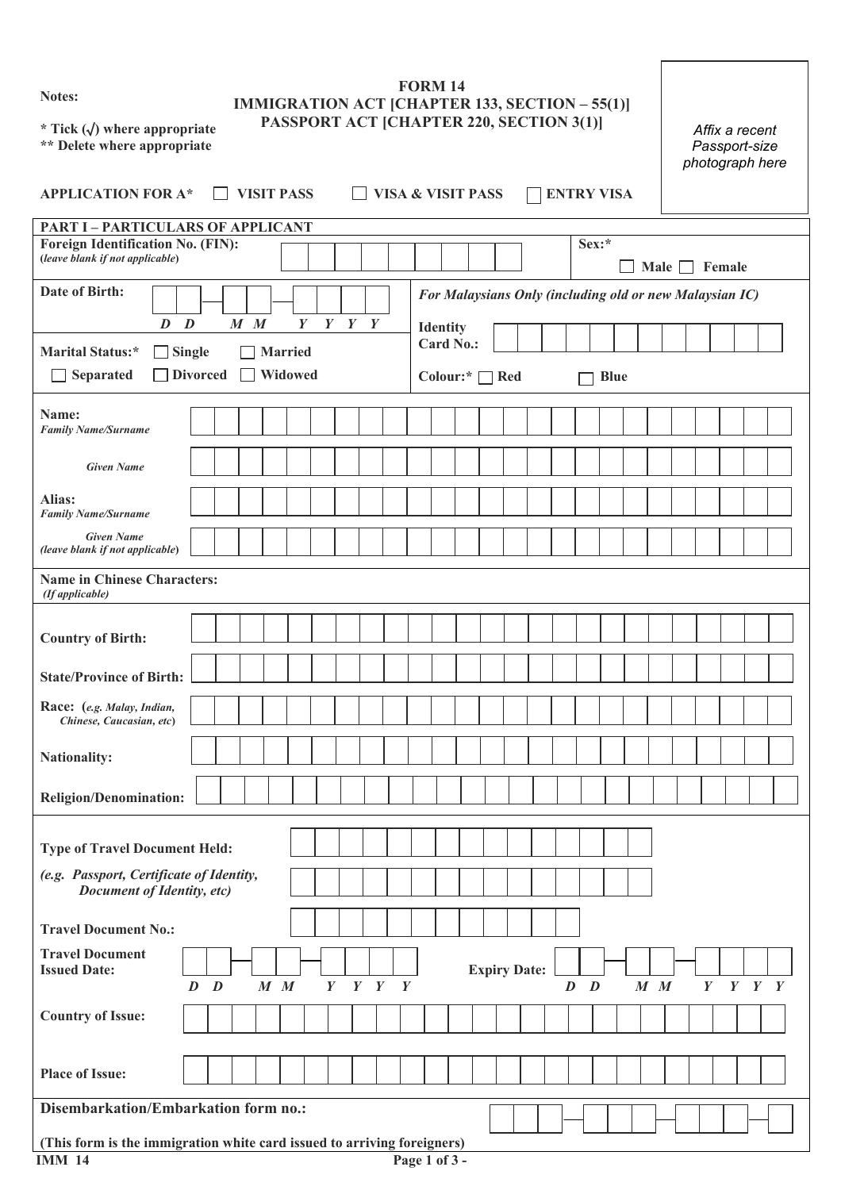**Notes:**

**\* Tick (√) where appropriate**
**\*\* Delete where appropriate**

# FORM 14
## IMMIGRATION ACT [CHAPTER 133, SECTION – 55(1)]
## PASSPORT ACT [CHAPTER 220, SECTION 3(1)]

*Affix a recent Passport-size photograph here*

**APPLICATION FOR A\*** ☐ **VISIT PASS** ☐ **VISA & VISIT PASS** ☐ **ENTRY VISA**

## PART I – PARTICULARS OF APPLICANT

**Foreign Identification No. (FIN):** (*leave blank if not applicable*)

**Sex:\*** ☐ **Male** ☐ **Female**

**Date of Birth:** D D – M M – Y Y Y Y

***For Malaysians Only (including old or new Malaysian IC)***

**Identity Card No.:**

**Colour:\*** ☐ **Red** ☐ **Blue**

**Marital Status:\*** ☐ **Single** ☐ **Married** ☐ **Separated** ☐ **Divorced** ☐ **Widowed**

**Name:**
*Family Name/Surname*

*Given Name*

**Alias:**
*Family Name/Surname*

*Given Name*
(*leave blank if not applicable*)

**Name in Chinese Characters:**
(*If applicable*)

**Country of Birth:**

**State/Province of Birth:**

**Race:** (*e.g. Malay, Indian, Chinese, Caucasian, etc*)

**Nationality:**

**Religion/Denomination:**

**Type of Travel Document Held:**

*(e.g. Passport, Certificate of Identity, Document of Identity, etc)*

**Travel Document No.:**

**Travel Document Issued Date:** D D – M M – Y Y Y Y

**Expiry Date:** D D – M M – Y Y Y Y

**Country of Issue:**

**Place of Issue:**

**Disembarkation/Embarkation form no.:**

**(This form is the immigration white card issued to arriving foreigners)**

**IMM 14**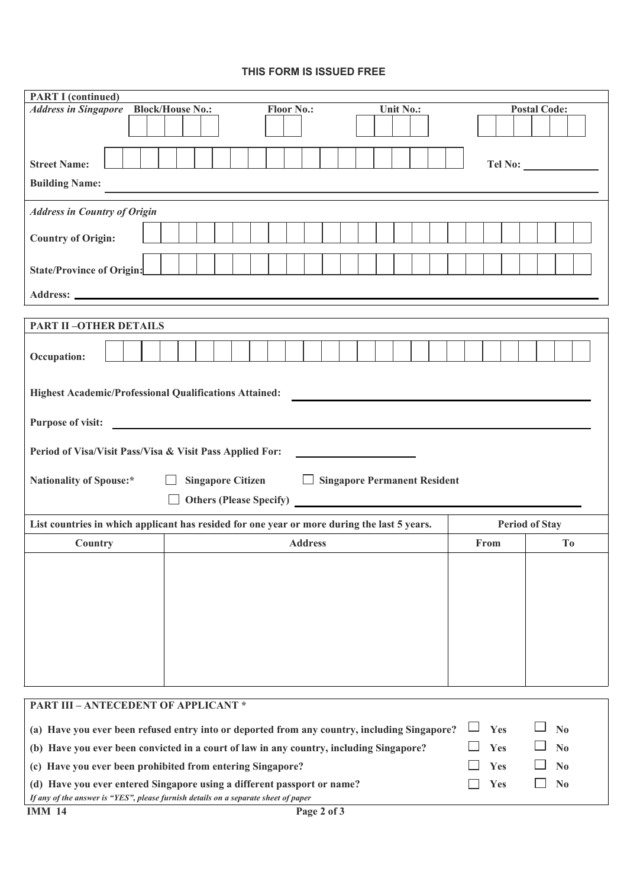**THIS FORM IS ISSUED FREE**

**PART I (continued)**

***Address in Singapore*** **Block/House No.:** &nbsp;&nbsp; **Floor No.:** &nbsp;&nbsp; **Unit No.:** &nbsp;&nbsp; **Postal Code:**

**Street Name:** &nbsp;&nbsp; **Tel No:** ______________

**Building Name:** ______________________________________________

***Address in Country of Origin***

**Country of Origin:**

**State/Province of Origin:**

**Address:** ______________________________________________

**PART II –OTHER DETAILS**

**Occupation:**

**Highest Academic/Professional Qualifications Attained:** ______________________________

**Purpose of visit:** ______________________________________________

**Period of Visa/Visit Pass/Visa & Visit Pass Applied For:** ______________

**Nationality of Spouse:*** ☐ **Singapore Citizen** ☐ **Singapore Permanent Resident**

☐ **Others (Please Specify)** ______________________________

| **List countries in which applicant has resided for one year or more during the last 5 years.** | | **Period of Stay** | |
|---|---|---|---|
| **Country** | **Address** | **From** | **To** |
| | | | |

**PART III – ANTECEDENT OF APPLICANT ***

**(a) Have you ever been refused entry into or deported from any country, including Singapore?** ☐ **Yes** ☐ **No**

**(b) Have you ever been convicted in a court of law in any country, including Singapore?** ☐ **Yes** ☐ **No**

**(c) Have you ever been prohibited from entering Singapore?** ☐ **Yes** ☐ **No**

**(d) Have you ever entered Singapore using a different passport or name?** ☐ **Yes** ☐ **No**

***If any of the answer is "YES", please furnish details on a separate sheet of paper***

**IMM 14**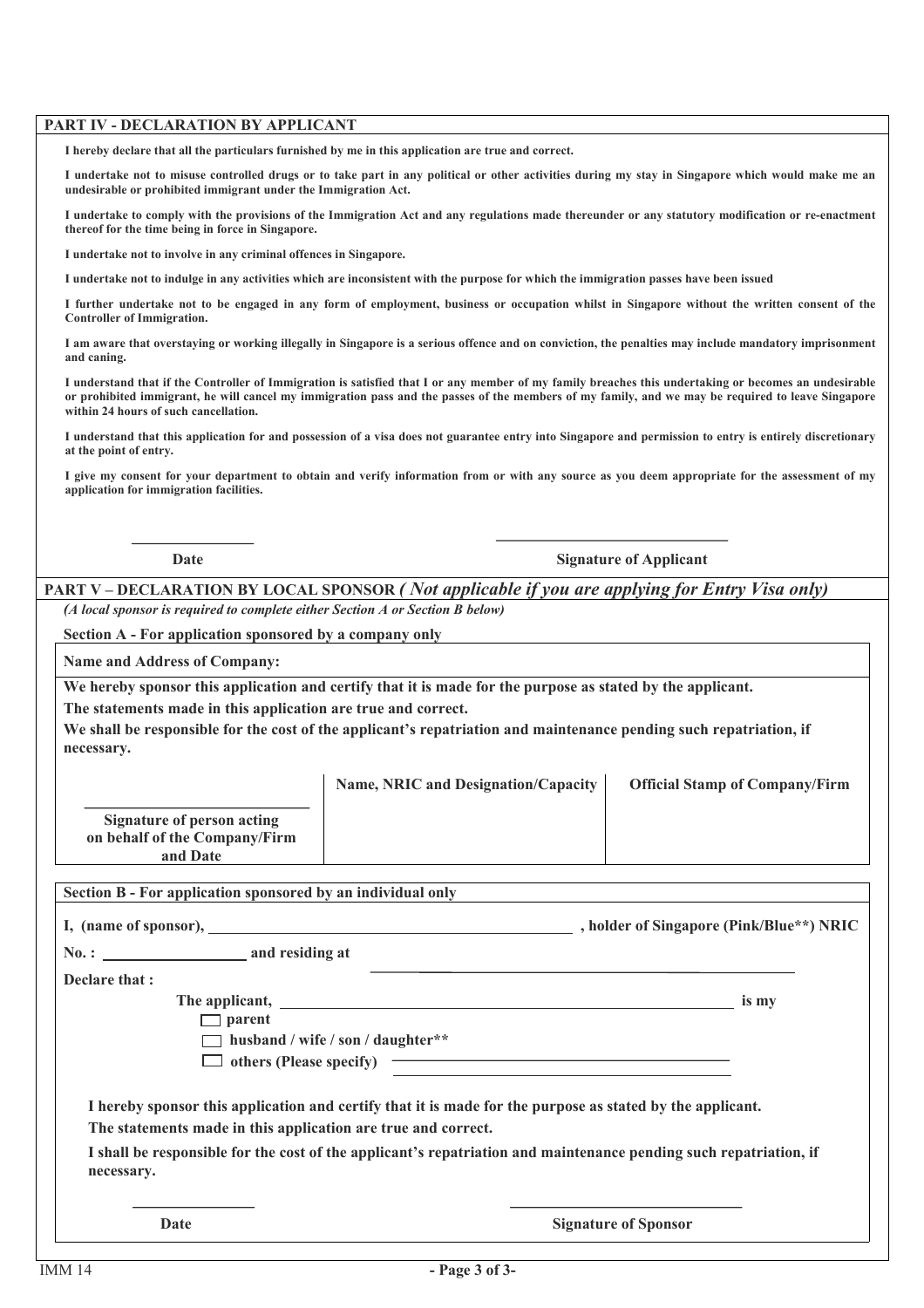## PART IV - DECLARATION BY APPLICANT

**I hereby declare that all the particulars furnished by me in this application are true and correct.**

**I undertake not to misuse controlled drugs or to take part in any political or other activities during my stay in Singapore which would make me an undesirable or prohibited immigrant under the Immigration Act.**

**I undertake to comply with the provisions of the Immigration Act and any regulations made thereunder or any statutory modification or re-enactment thereof for the time being in force in Singapore.**

**I undertake not to involve in any criminal offences in Singapore.**

**I undertake not to indulge in any activities which are inconsistent with the purpose for which the immigration passes have been issued**

**I further undertake not to be engaged in any form of employment, business or occupation whilst in Singapore without the written consent of the Controller of Immigration.**

**I am aware that overstaying or working illegally in Singapore is a serious offence and on conviction, the penalties may include mandatory imprisonment and caning.**

**I understand that if the Controller of Immigration is satisfied that I or any member of my family breaches this undertaking or becomes an undesirable or prohibited immigrant, he will cancel my immigration pass and the passes of the members of my family, and we may be required to leave Singapore within 24 hours of such cancellation.**

**I understand that this application for and possession of a visa does not guarantee entry into Singapore and permission to entry is entirely discretionary at the point of entry.**

**I give my consent for your department to obtain and verify information from or with any source as you deem appropriate for the assessment of my application for immigration facilities.**

\_\_\_\_\_\_\_\_\_\_\_\_\_\_\_ **Date** \_\_\_\_\_\_\_\_\_\_\_\_\_\_\_\_\_\_\_\_\_\_\_\_\_\_\_\_ **Signature of Applicant**

## PART V – DECLARATION BY LOCAL SPONSOR *( Not applicable if you are applying for Entry Visa only)*

***(A local sponsor is required to complete either Section A or Section B below)***

### Section A - For application sponsored by a company only

**Name and Address of Company:**

**We hereby sponsor this application and certify that it is made for the purpose as stated by the applicant.**

**The statements made in this application are true and correct.**

**We shall be responsible for the cost of the applicant's repatriation and maintenance pending such repatriation, if necessary.**

| | | |
|---|---|---|
| \_\_\_\_\_\_\_\_\_\_\_\_\_\_\_\_\_\_\_\_\_\_\_\_\_\_\_\_ **Signature of person acting on behalf of the Company/Firm and Date** | **Name, NRIC and Designation/Capacity** | **Official Stamp of Company/Firm** |

### Section B - For application sponsored by an individual only

**I, (name of sponsor),** \_\_\_\_\_\_\_\_\_\_\_\_\_\_\_\_\_\_\_\_\_\_\_\_\_\_\_\_\_\_\_\_\_\_\_\_\_\_\_\_ **, holder of Singapore (Pink/Blue\*\*) NRIC**

**No. :** \_\_\_\_\_\_\_\_\_\_\_\_\_\_\_\_\_\_ **and residing at** \_\_\_\_\_\_\_\_\_\_\_\_\_\_\_\_\_\_\_\_\_\_\_\_\_\_\_\_\_\_\_\_\_\_\_\_\_\_\_\_

**Declare that :**

**The applicant,** \_\_\_\_\_\_\_\_\_\_\_\_\_\_\_\_\_\_\_\_\_\_\_\_\_\_\_\_\_\_\_\_\_\_\_\_\_\_\_\_\_\_\_\_\_\_\_\_\_\_ **is my**

- ☐ **parent**
- ☐ **husband / wife / son / daughter\*\***
- ☐ **others (Please specify)** \_\_\_\_\_\_\_\_\_\_\_\_\_\_\_\_\_\_\_\_\_\_\_\_\_\_\_\_\_\_\_\_\_\_\_\_\_\_\_\_

**I hereby sponsor this application and certify that it is made for the purpose as stated by the applicant.**

**The statements made in this application are true and correct.**

**I shall be responsible for the cost of the applicant's repatriation and maintenance pending such repatriation, if necessary.**

\_\_\_\_\_\_\_\_\_\_\_\_\_\_\_ **Date** \_\_\_\_\_\_\_\_\_\_\_\_\_\_\_\_\_\_\_\_\_\_\_\_\_\_\_\_ **Signature of Sponsor**

IMM 14